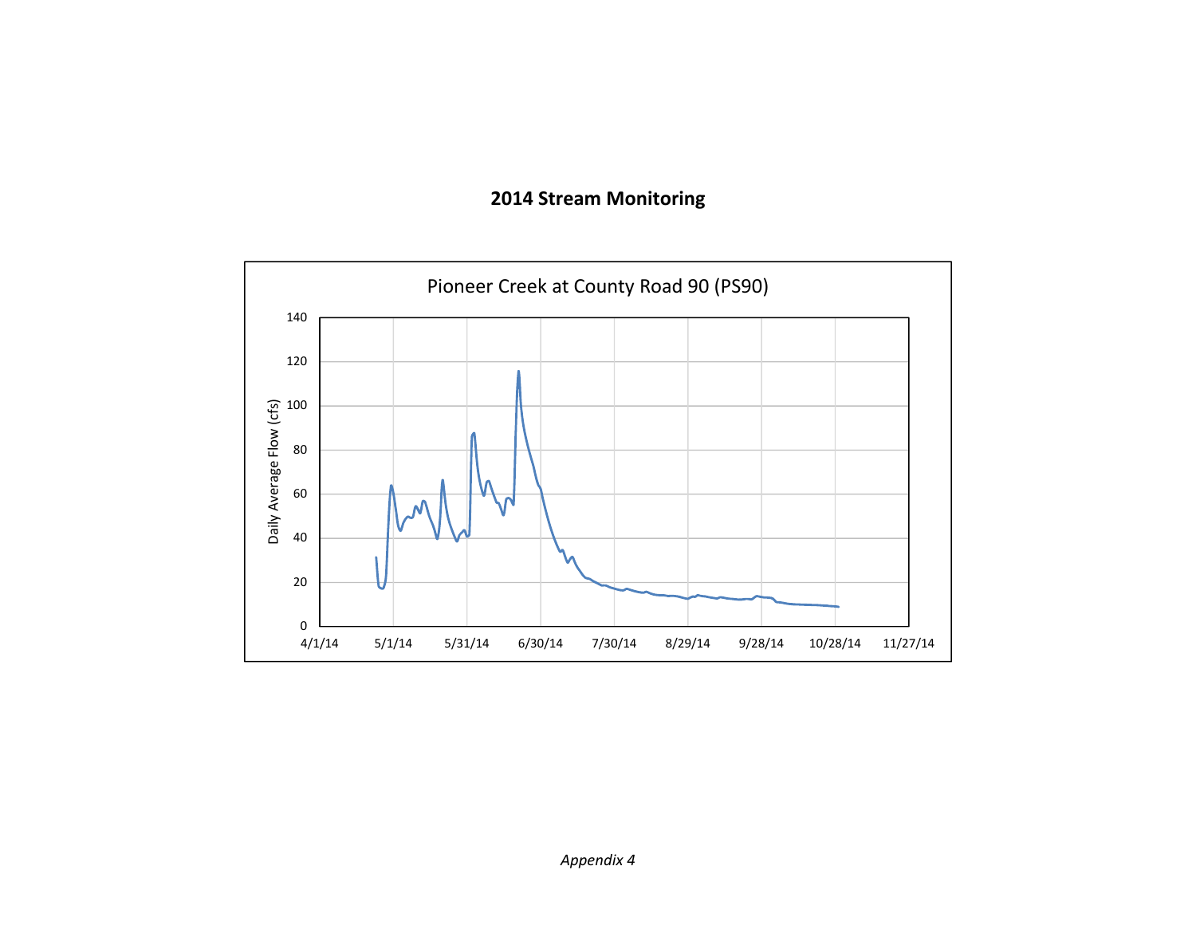# 2014 Stream Monitoring

Pioneer Creek at County Road 90 (PS90)

Daily Average Flow (cfs)

140
120
100
80
60
40
20
0

4/1/14 5/1/14 5/31/14 6/30/14 7/30/14 8/29/14 9/28/14 10/28/14 11/27/14

*Appendix 4*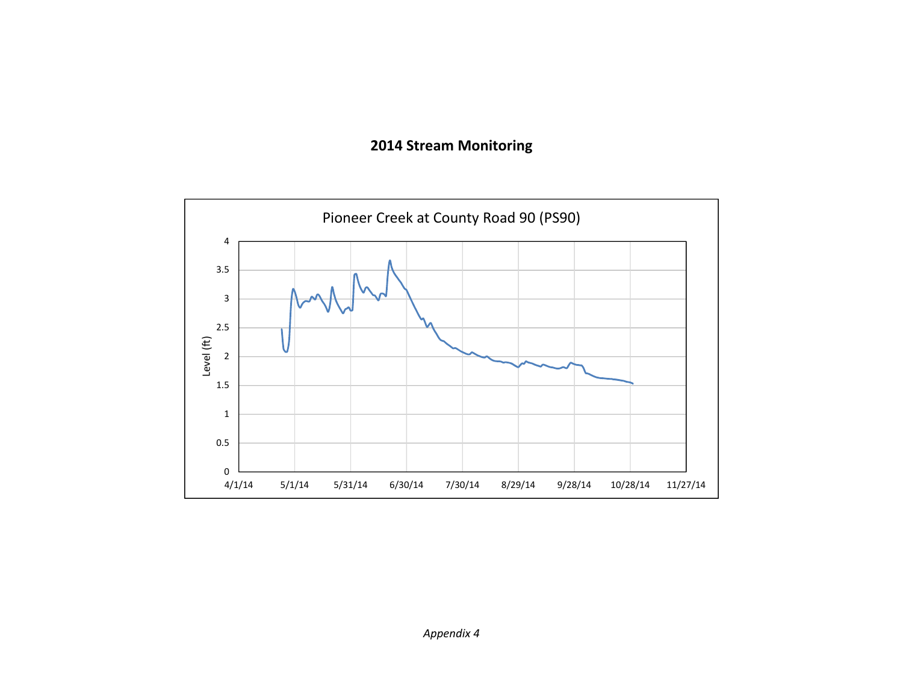## 2014 Stream Monitoring

Pioneer Creek at County Road 90 (PS90)

Level (ft)

4
3.5
3
2.5
2
1.5
1
0.5
0

4/1/14 5/1/14 5/31/14 6/30/14 7/30/14 8/29/14 9/28/14 10/28/14 11/27/14

*Appendix 4*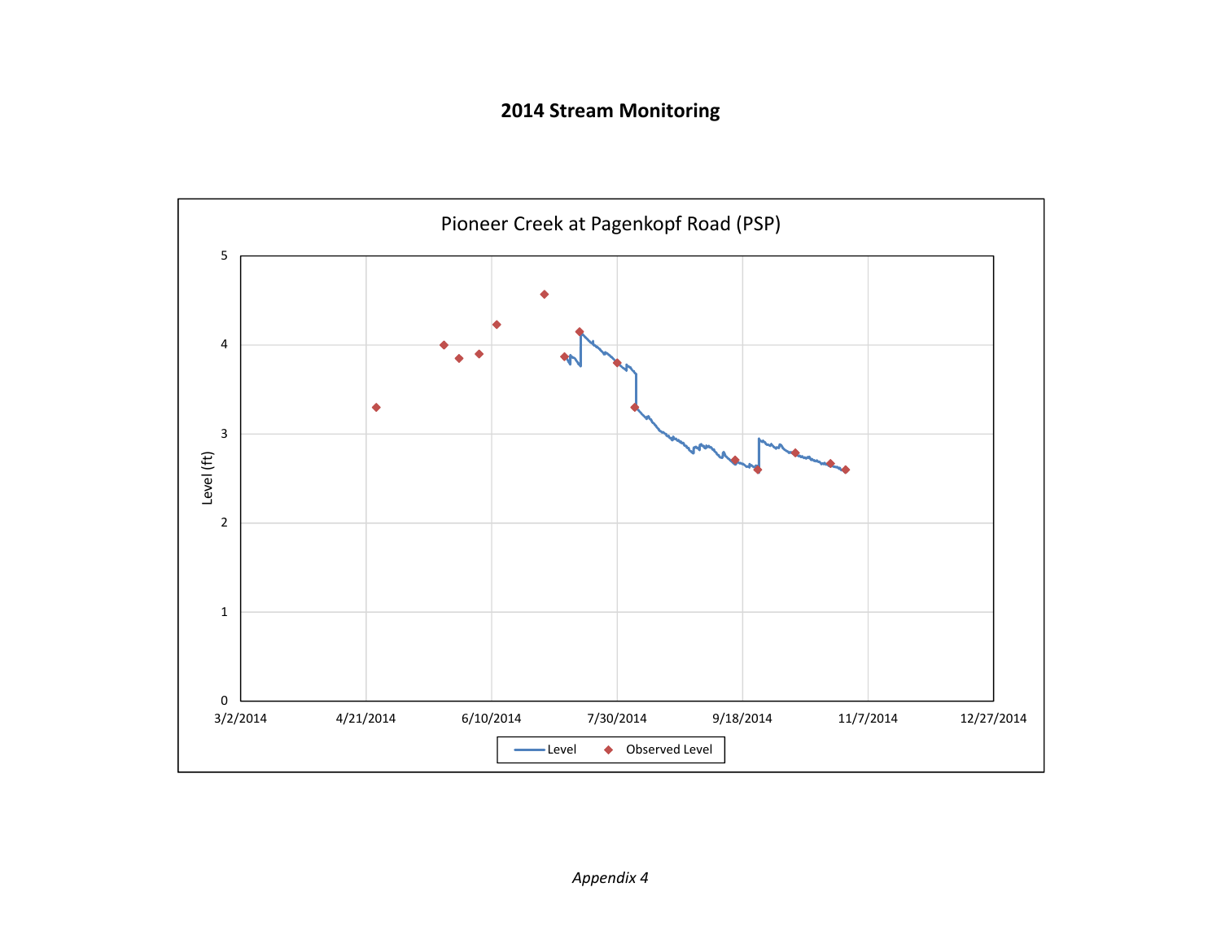# 2014 Stream Monitoring

Pioneer Creek at Pagenkopf Road (PSP)

Level (ft)

5
4
3
2
1
0

3/2/2014 4/21/2014 6/10/2014 7/30/2014 9/18/2014 11/7/2014 12/27/2014

Level   Observed Level

*Appendix 4*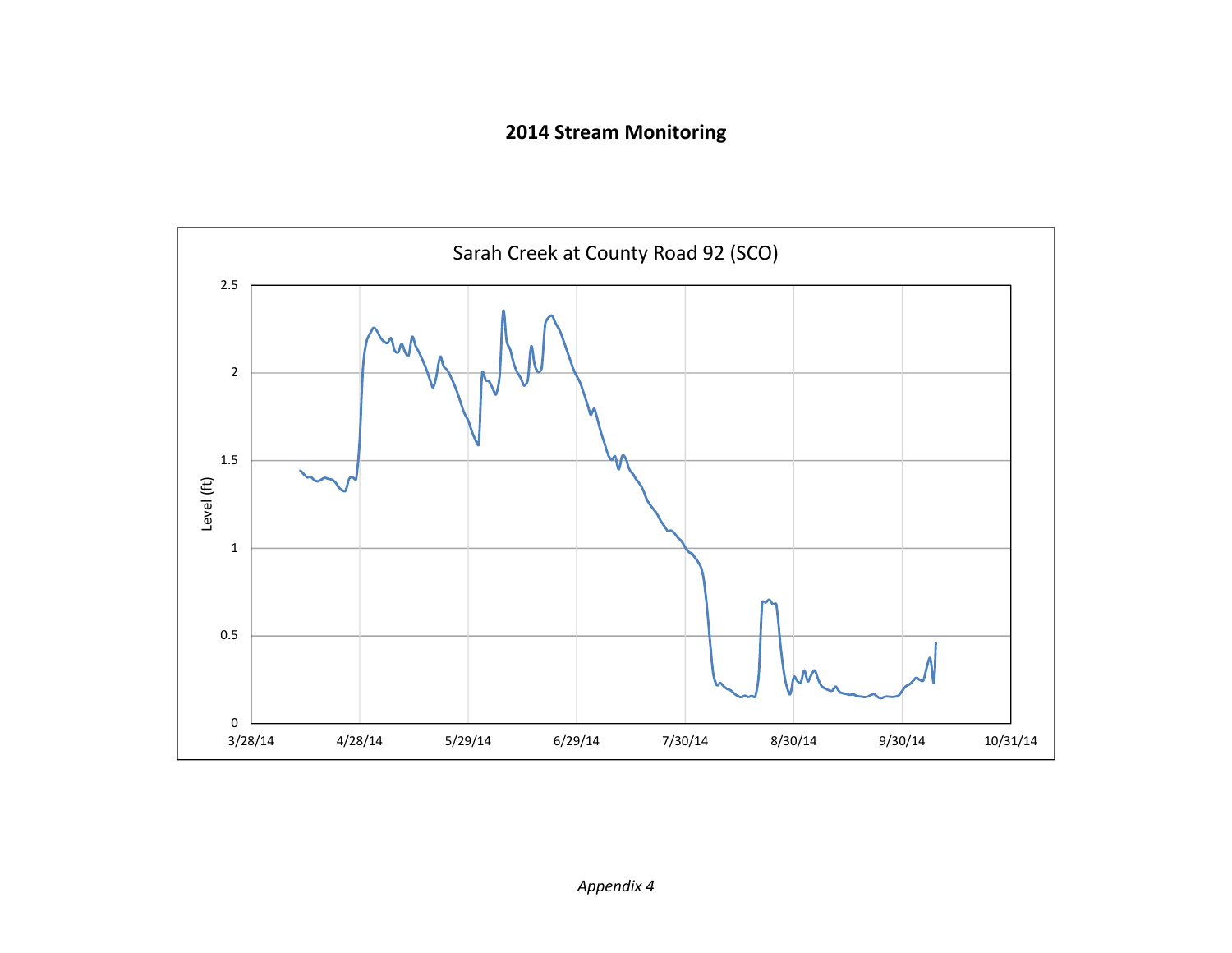# 2014 Stream Monitoring

Sarah Creek at County Road 92 (SCO)

Level (ft)

0, 0.5, 1, 1.5, 2, 2.5

3/28/14, 4/28/14, 5/29/14, 6/29/14, 7/30/14, 8/30/14, 9/30/14, 10/31/14

*Appendix 4*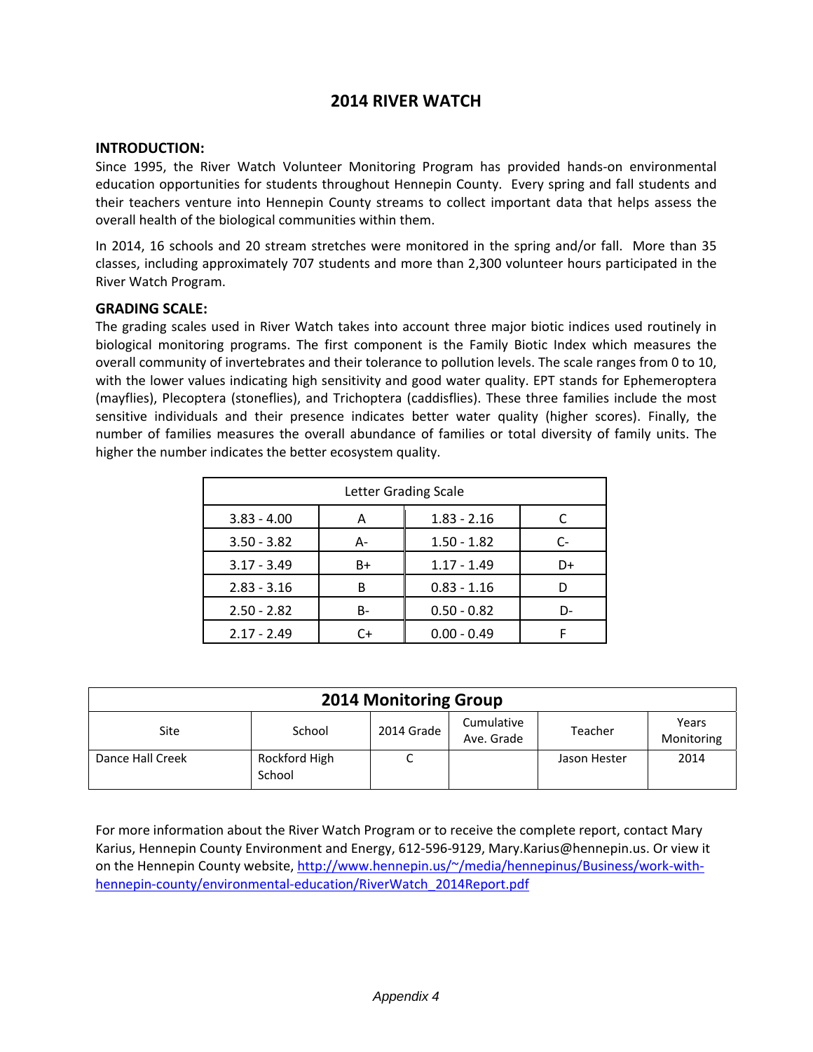# 2014 RIVER WATCH

## INTRODUCTION:

Since 1995, the River Watch Volunteer Monitoring Program has provided hands-on environmental education opportunities for students throughout Hennepin County. Every spring and fall students and their teachers venture into Hennepin County streams to collect important data that helps assess the overall health of the biological communities within them.

In 2014, 16 schools and 20 stream stretches were monitored in the spring and/or fall. More than 35 classes, including approximately 707 students and more than 2,300 volunteer hours participated in the River Watch Program.

## GRADING SCALE:

The grading scales used in River Watch takes into account three major biotic indices used routinely in biological monitoring programs. The first component is the Family Biotic Index which measures the overall community of invertebrates and their tolerance to pollution levels. The scale ranges from 0 to 10, with the lower values indicating high sensitivity and good water quality. EPT stands for Ephemeroptera (mayflies), Plecoptera (stoneflies), and Trichoptera (caddisflies). These three families include the most sensitive individuals and their presence indicates better water quality (higher scores). Finally, the number of families measures the overall abundance of families or total diversity of family units. The higher the number indicates the better ecosystem quality.

| Letter Grading Scale | | | |
|---|---|---|---|
| 3.83 - 4.00 | A | 1.83 - 2.16 | C |
| 3.50 - 3.82 | A- | 1.50 - 1.82 | C- |
| 3.17 - 3.49 | B+ | 1.17 - 1.49 | D+ |
| 2.83 - 3.16 | B | 0.83 - 1.16 | D |
| 2.50 - 2.82 | B- | 0.50 - 0.82 | D- |
| 2.17 - 2.49 | C+ | 0.00 - 0.49 | F |

**2014 Monitoring Group**

| Site | School | 2014 Grade | Cumulative Ave. Grade | Teacher | Years Monitoring |
|---|---|---|---|---|---|
| Dance Hall Creek | Rockford High School | C | | Jason Hester | 2014 |

For more information about the River Watch Program or to receive the complete report, contact Mary Karius, Hennepin County Environment and Energy, 612-596-9129, Mary.Karius@hennepin.us. Or view it on the Hennepin County website, http://www.hennepin.us/~/media/hennepinus/Business/work-with-hennepin-county/environmental-education/RiverWatch_2014Report.pdf

*Appendix 4*